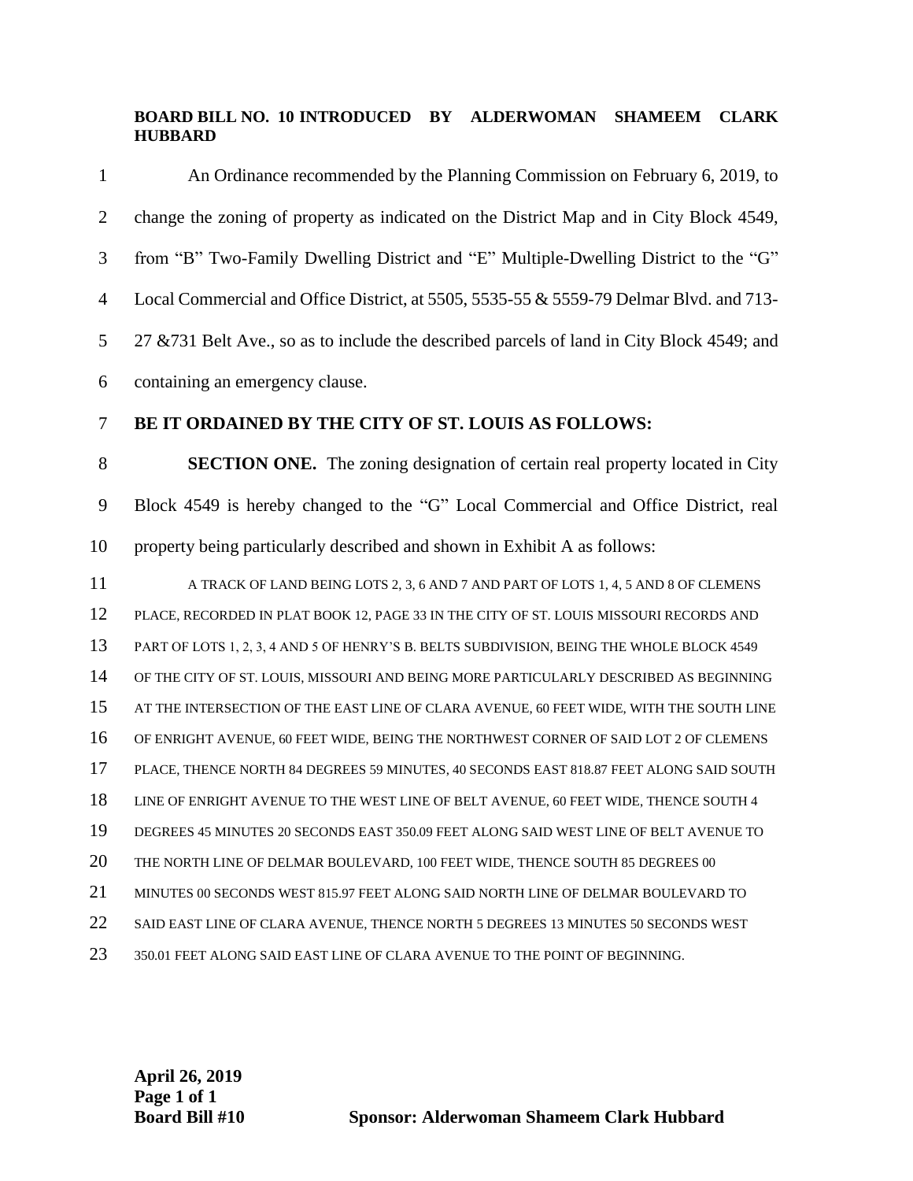**BOARD BILL NO. 10 INTRODUCED BY ALDERWOMAN SHAMEEM CLARK HUBBARD**

An Ordinance recommended by the Planning Commission on February 6, 2019, to change the zoning of property as indicated on the District Map and in City Block 4549, from "B" Two-Family Dwelling District and "E" Multiple-Dwelling District to the "G" Local Commercial and Office District, at 5505, 5535-55 & 5559-79 Delmar Blvd. and 713-27 &731 Belt Ave., so as to include the described parcels of land in City Block 4549; and containing an emergency clause.

**BE IT ORDAINED BY THE CITY OF ST. LOUIS AS FOLLOWS:**

**SECTION ONE.** The zoning designation of certain real property located in City Block 4549 is hereby changed to the "G" Local Commercial and Office District, real property being particularly described and shown in Exhibit A as follows:

A TRACK OF LAND BEING LOTS 2, 3, 6 AND 7 AND PART OF LOTS 1, 4, 5 AND 8 OF CLEMENS PLACE, RECORDED IN PLAT BOOK 12, PAGE 33 IN THE CITY OF ST. LOUIS MISSOURI RECORDS AND PART OF LOTS 1, 2, 3, 4 AND 5 OF HENRY'S B. BELTS SUBDIVISION, BEING THE WHOLE BLOCK 4549 OF THE CITY OF ST. LOUIS, MISSOURI AND BEING MORE PARTICULARLY DESCRIBED AS BEGINNING AT THE INTERSECTION OF THE EAST LINE OF CLARA AVENUE, 60 FEET WIDE, WITH THE SOUTH LINE OF ENRIGHT AVENUE, 60 FEET WIDE, BEING THE NORTHWEST CORNER OF SAID LOT 2 OF CLEMENS PLACE, THENCE NORTH 84 DEGREES 59 MINUTES, 40 SECONDS EAST 818.87 FEET ALONG SAID SOUTH LINE OF ENRIGHT AVENUE TO THE WEST LINE OF BELT AVENUE, 60 FEET WIDE, THENCE SOUTH 4 DEGREES 45 MINUTES 20 SECONDS EAST 350.09 FEET ALONG SAID WEST LINE OF BELT AVENUE TO THE NORTH LINE OF DELMAR BOULEVARD, 100 FEET WIDE, THENCE SOUTH 85 DEGREES 00 MINUTES 00 SECONDS WEST 815.97 FEET ALONG SAID NORTH LINE OF DELMAR BOULEVARD TO SAID EAST LINE OF CLARA AVENUE, THENCE NORTH 5 DEGREES 13 MINUTES 50 SECONDS WEST 350.01 FEET ALONG SAID EAST LINE OF CLARA AVENUE TO THE POINT OF BEGINNING.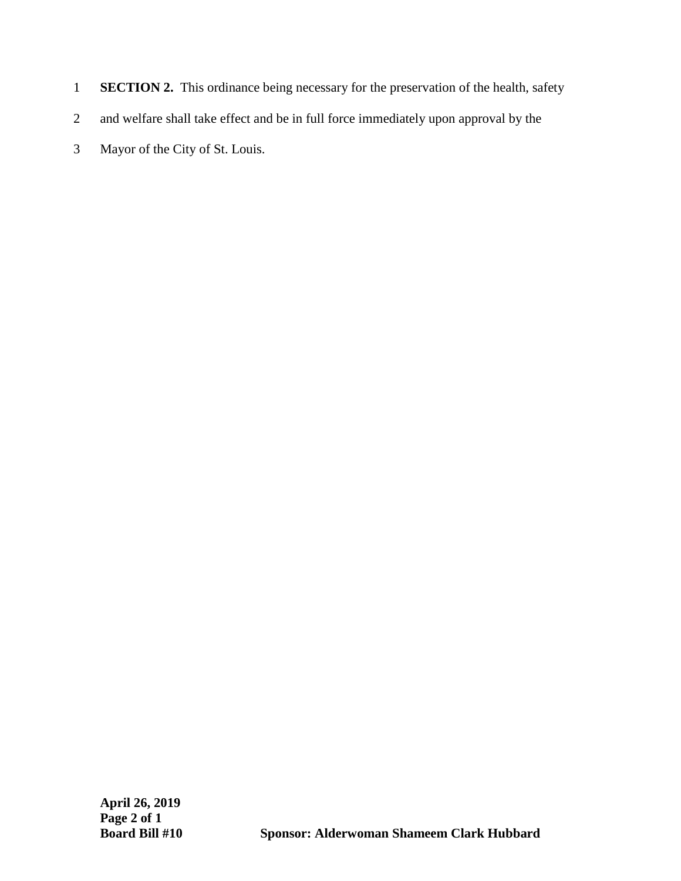**SECTION 2.** This ordinance being necessary for the preservation of the health, safety and welfare shall take effect and be in full force immediately upon approval by the Mayor of the City of St. Louis.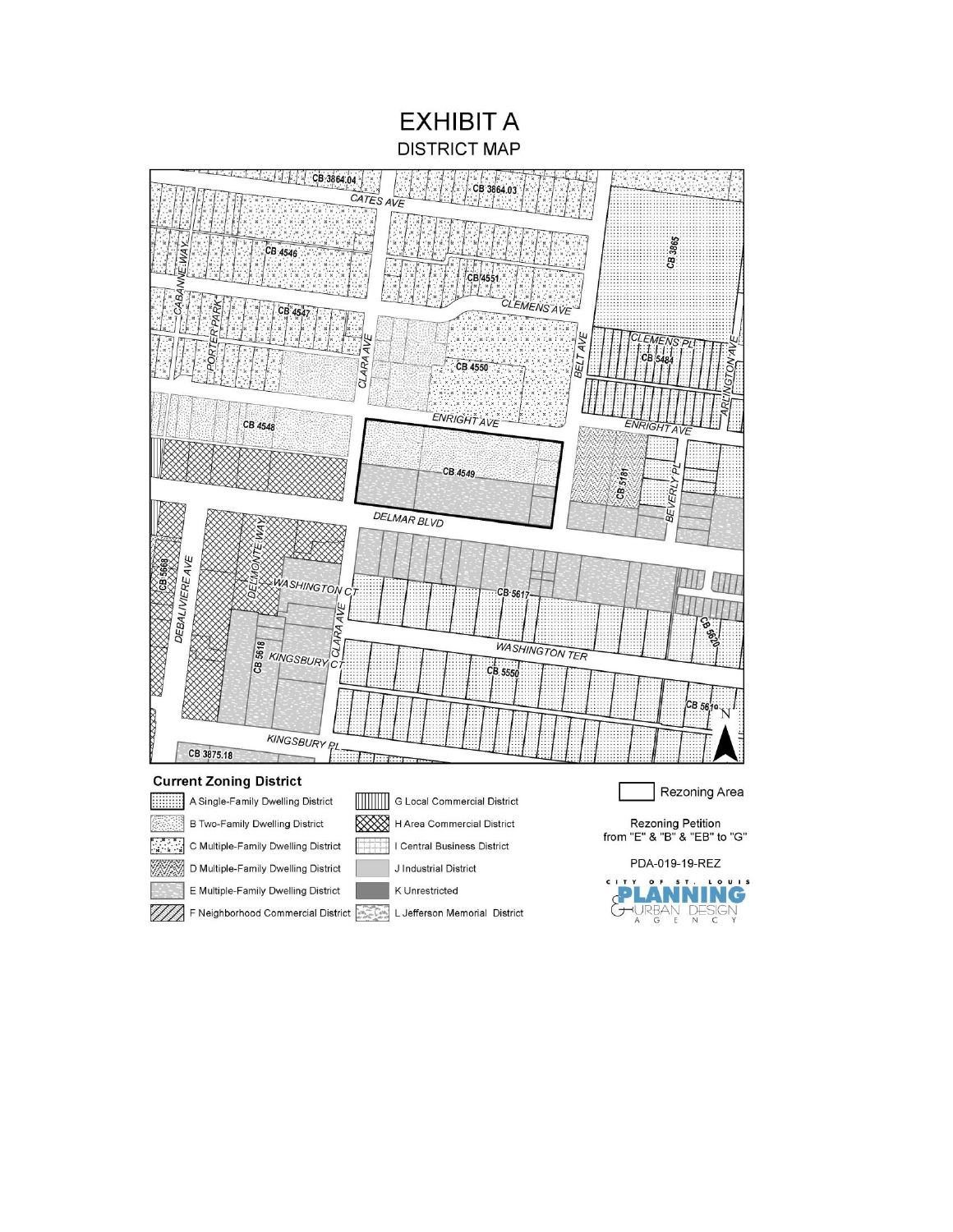# EXHIBIT A

## DISTRICT MAP

CB 3864.04

CB 3864.03

CATES AVE

CB 3865

CB 4546

CB 4551

CABANNE WAY

CLEMENS AVE

CB 4547

PORTER PARK

CLEMENS PL

CB 5484

CLARA AVE

CB 4550

BELT AVE

ARLINGTON AVE

ENRIGHT AVE

ENRIGHT AVE

CB 4548

CB 4549

CB 5181

BEVERLY PL

DELMAR BLVD

CB 5668

DEBALIVIERE AVE

DELMONTE WAY

WASHINGTON CT

CB 5617

CLARA AVE

CB 5620

CB 5618

KINGSBURY CT

WASHINGTON TER

CB 5550

CB 5619

N

KINGSBURY PL

CB 3875.18

**Current Zoning District**

- A Single-Family Dwelling District
- B Two-Family Dwelling District
- C Multiple-Family Dwelling District
- D Multiple-Family Dwelling District
- E Multiple-Family Dwelling District
- F Neighborhood Commercial District
- G Local Commercial District
- H Area Commercial District
- I Central Business District
- J Industrial District
- K Unrestricted
- L Jefferson Memorial District

Rezoning Area

Rezoning Petition
from "E" & "B" & "EB" to "G"

PDA-019-19-REZ

CITY OF ST. LOUIS PLANNING & URBAN DESIGN AGENCY